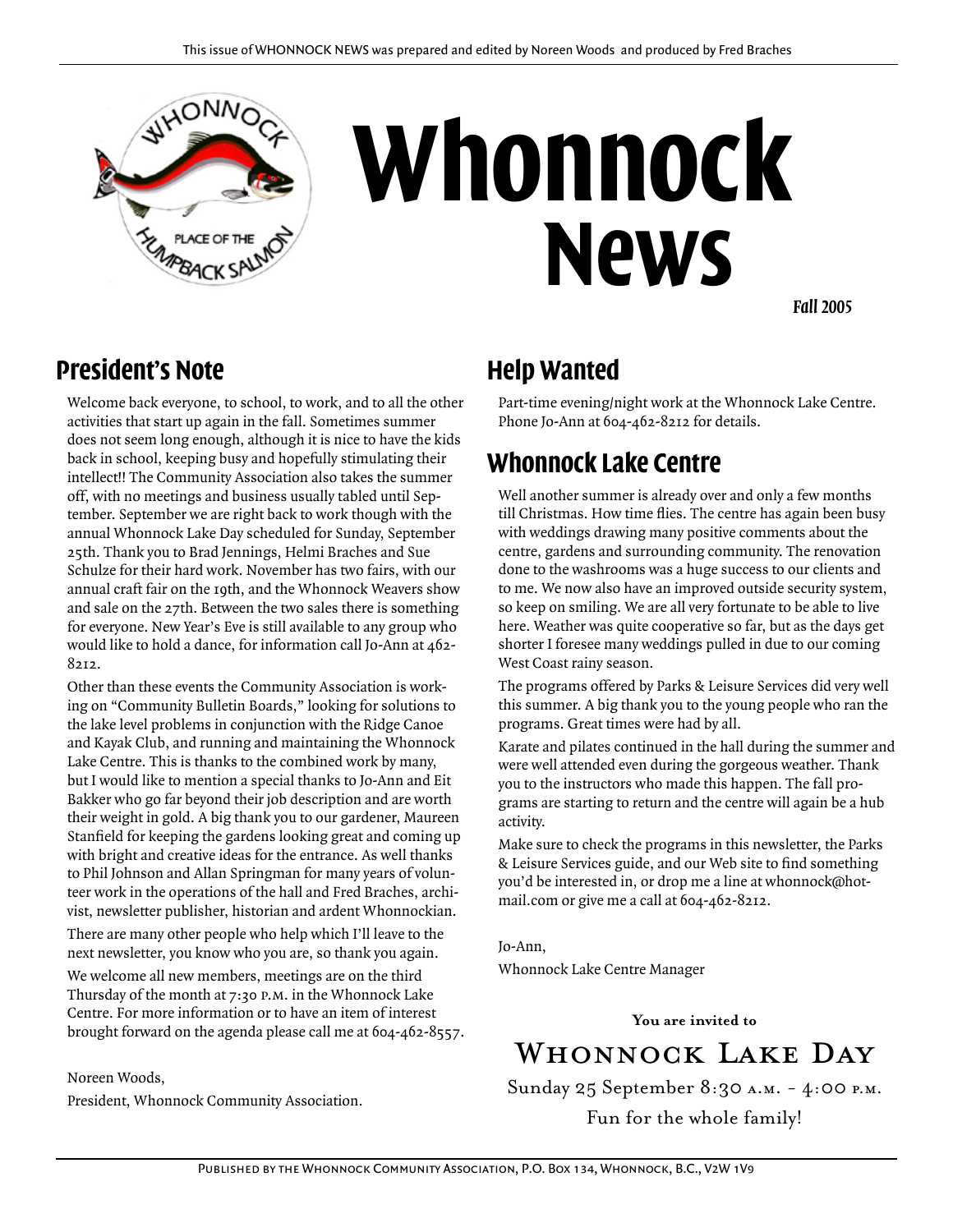This issue of WHONNOCK NEWS was prepared and edited by Noreen Woods and produced by Fred Braches

# Whonnock News

*Fall 2005*

## President's Note

Welcome back everyone, to school, to work, and to all the other activities that start up again in the fall. Sometimes summer does not seem long enough, although it is nice to have the kids back in school, keeping busy and hopefully stimulating their intellect!! The Community Association also takes the summer off, with no meetings and business usually tabled until September. September we are right back to work though with the annual Whonnock Lake Day scheduled for Sunday, September 25th. Thank you to Brad Jennings, Helmi Braches and Sue Schulze for their hard work. November has two fairs, with our annual craft fair on the 19th, and the Whonnock Weavers show and sale on the 27th. Between the two sales there is something for everyone. New Year's Eve is still available to any group who would like to hold a dance, for information call Jo-Ann at 462-8212.

Other than these events the Community Association is working on "Community Bulletin Boards," looking for solutions to the lake level problems in conjunction with the Ridge Canoe and Kayak Club, and running and maintaining the Whonnock Lake Centre. This is thanks to the combined work by many, but I would like to mention a special thanks to Jo-Ann and Eit Bakker who go far beyond their job description and are worth their weight in gold. A big thank you to our gardener, Maureen Stanfield for keeping the gardens looking great and coming up with bright and creative ideas for the entrance. As well thanks to Phil Johnson and Allan Springman for many years of volunteer work in the operations of the hall and Fred Braches, archivist, newsletter publisher, historian and ardent Whonnockian.

There are many other people who help which I'll leave to the next newsletter, you know who you are, so thank you again.

We welcome all new members, meetings are on the third Thursday of the month at 7:30 P.M. in the Whonnock Lake Centre. For more information or to have an item of interest brought forward on the agenda please call me at 604-462-8557.

Noreen Woods,
President, Whonnock Community Association.

## Help Wanted

Part-time evening/night work at the Whonnock Lake Centre. Phone Jo-Ann at 604-462-8212 for details.

## Whonnock Lake Centre

Well another summer is already over and only a few months till Christmas. How time flies. The centre has again been busy with weddings drawing many positive comments about the centre, gardens and surrounding community. The renovation done to the washrooms was a huge success to our clients and to me. We now also have an improved outside security system, so keep on smiling. We are all very fortunate to be able to live here. Weather was quite cooperative so far, but as the days get shorter I foresee many weddings pulled in due to our coming West Coast rainy season.

The programs offered by Parks & Leisure Services did very well this summer. A big thank you to the young people who ran the programs. Great times were had by all.

Karate and pilates continued in the hall during the summer and were well attended even during the gorgeous weather. Thank you to the instructors who made this happen. The fall programs are starting to return and the centre will again be a hub activity.

Make sure to check the programs in this newsletter, the Parks & Leisure Services guide, and our Web site to find something you'd be interested in, or drop me a line at whonnock@hotmail.com or give me a call at 604-462-8212.

Jo-Ann,
Whonnock Lake Centre Manager

**You are invited to**

### Whonnock Lake Day

Sunday 25 September 8:30 A.M. – 4:00 P.M.

Fun for the whole family!

Published by the Whonnock Community Association, P.O. Box 134, Whonnock, B.C., V2W 1V9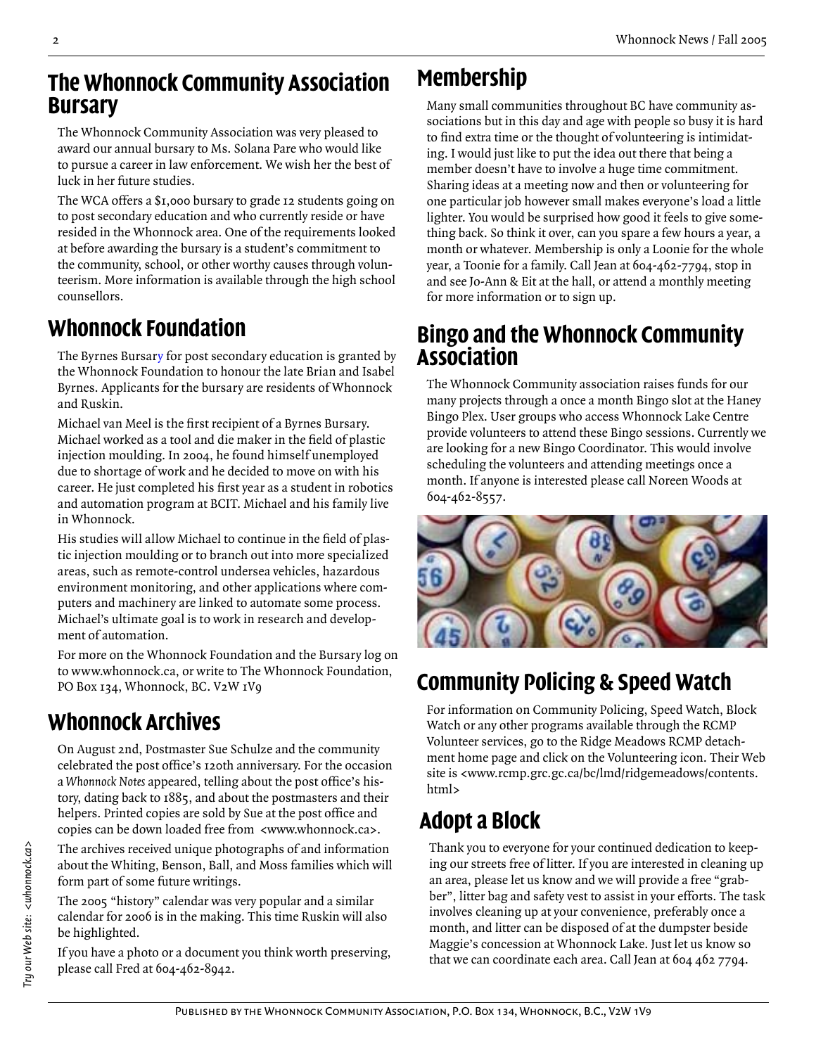## The Whonnock Community Association Bursary

The Whonnock Community Association was very pleased to award our annual bursary to Ms. Solana Pare who would like to pursue a career in law enforcement. We wish her the best of luck in her future studies.

The WCA offers a $1,000 bursary to grade 12 students going on to post secondary education and who currently reside or have resided in the Whonnock area. One of the requirements looked at before awarding the bursary is a student's commitment to the community, school, or other worthy causes through volunteerism. More information is available through the high school counsellors.

## Whonnock Foundation

The Byrnes Bursary for post secondary education is granted by the Whonnock Foundation to honour the late Brian and Isabel Byrnes. Applicants for the bursary are residents of Whonnock and Ruskin.

Michael van Meel is the first recipient of a Byrnes Bursary. Michael worked as a tool and die maker in the field of plastic injection moulding. In 2004, he found himself unemployed due to shortage of work and he decided to move on with his career. He just completed his first year as a student in robotics and automation program at BCIT. Michael and his family live in Whonnock.

His studies will allow Michael to continue in the field of plastic injection moulding or to branch out into more specialized areas, such as remote-control undersea vehicles, hazardous environment monitoring, and other applications where computers and machinery are linked to automate some process. Michael's ultimate goal is to work in research and development of automation.

For more on the Whonnock Foundation and the Bursary log on to www.whonnock.ca, or write to The Whonnock Foundation, PO Box 134, Whonnock, BC. V2W 1V9

## Whonnock Archives

On August 2nd, Postmaster Sue Schulze and the community celebrated the post office's 120th anniversary. For the occasion a *Whonnock Notes* appeared, telling about the post office's history, dating back to 1885, and about the postmasters and their helpers. Printed copies are sold by Sue at the post office and copies can be down loaded free from <www.whonnock.ca>.

The archives received unique photographs of and information about the Whiting, Benson, Ball, and Moss families which will form part of some future writings.

The 2005 "history" calendar was very popular and a similar calendar for 2006 is in the making. This time Ruskin will also be highlighted.

If you have a photo or a document you think worth preserving, please call Fred at 604-462-8942.

## Membership

Many small communities throughout BC have community associations but in this day and age with people so busy it is hard to find extra time or the thought of volunteering is intimidating. I would just like to put the idea out there that being a member doesn't have to involve a huge time commitment. Sharing ideas at a meeting now and then or volunteering for one particular job however small makes everyone's load a little lighter. You would be surprised how good it feels to give something back. So think it over, can you spare a few hours a year, a month or whatever. Membership is only a Loonie for the whole year, a Toonie for a family. Call Jean at 604-462-7794, stop in and see Jo-Ann & Eit at the hall, or attend a monthly meeting for more information or to sign up.

## Bingo and the Whonnock Community Association

The Whonnock Community association raises funds for our many projects through a once a month Bingo slot at the Haney Bingo Plex. User groups who access Whonnock Lake Centre provide volunteers to attend these Bingo sessions. Currently we are looking for a new Bingo Coordinator. This would involve scheduling the volunteers and attending meetings once a month. If anyone is interested please call Noreen Woods at 604-462-8557.

## Community Policing & Speed Watch

For information on Community Policing, Speed Watch, Block Watch or any other programs available through the RCMP Volunteer services, go to the Ridge Meadows RCMP detachment home page and click on the Volunteering icon. Their Web site is <www.rcmp.grc.gc.ca/bc/lmd/ridgemeadows/contents.html>

## Adopt a Block

Thank you to everyone for your continued dedication to keeping our streets free of litter. If you are interested in cleaning up an area, please let us know and we will provide a free "grabber", litter bag and safety vest to assist in your efforts. The task involves cleaning up at your convenience, preferably once a month, and litter can be disposed of at the dumpster beside Maggie's concession at Whonnock Lake. Just let us know so that we can coordinate each area. Call Jean at 604 462 7794.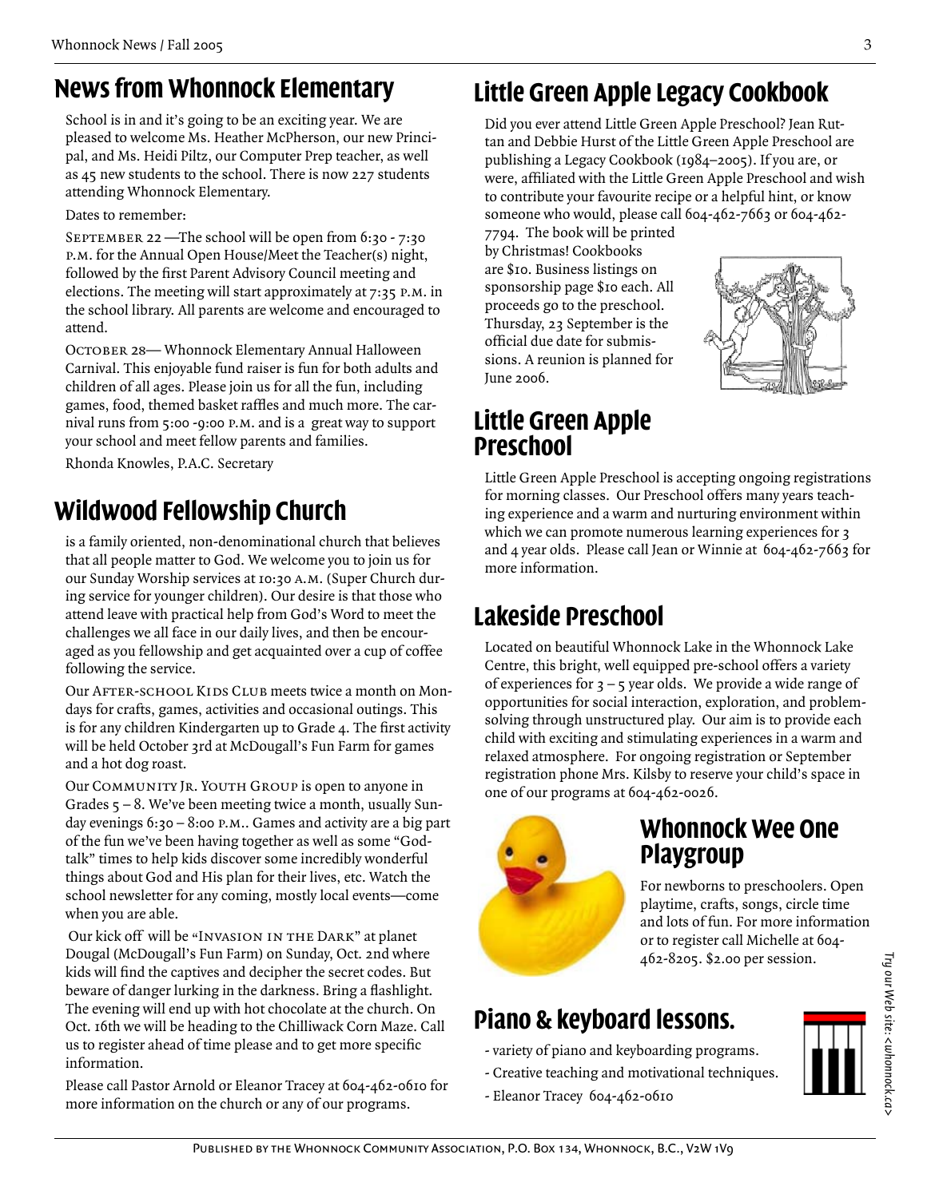## News from Whonnock Elementary

School is in and it's going to be an exciting year. We are pleased to welcome Ms. Heather McPherson, our new Principal, and Ms. Heidi Piltz, our Computer Prep teacher, as well as 45 new students to the school. There is now 227 students attending Whonnock Elementary.

Dates to remember:

September 22 —The school will be open from 6:30 - 7:30 p.m. for the Annual Open House/Meet the Teacher(s) night, followed by the first Parent Advisory Council meeting and elections. The meeting will start approximately at 7:35 p.m. in the school library. All parents are welcome and encouraged to attend.

October 28— Whonnock Elementary Annual Halloween Carnival. This enjoyable fund raiser is fun for both adults and children of all ages. Please join us for all the fun, including games, food, themed basket raffles and much more. The carnival runs from 5:00 -9:00 p.m. and is a great way to support your school and meet fellow parents and families.

Rhonda Knowles, P.A.C. Secretary

## Wildwood Fellowship Church

is a family oriented, non-denominational church that believes that all people matter to God. We welcome you to join us for our Sunday Worship services at 10:30 a.m. (Super Church during service for younger children). Our desire is that those who attend leave with practical help from God's Word to meet the challenges we all face in our daily lives, and then be encouraged as you fellowship and get acquainted over a cup of coffee following the service.

Our After-school Kids Club meets twice a month on Mondays for crafts, games, activities and occasional outings. This is for any children Kindergarten up to Grade 4. The first activity will be held October 3rd at McDougall's Fun Farm for games and a hot dog roast.

Our Community Jr. Youth Group is open to anyone in Grades 5 – 8. We've been meeting twice a month, usually Sunday evenings 6:30 – 8:00 p.m.. Games and activity are a big part of the fun we've been having together as well as some "God-talk" times to help kids discover some incredibly wonderful things about God and His plan for their lives, etc. Watch the school newsletter for any coming, mostly local events—come when you are able.

Our kick off will be "Invasion in the Dark" at planet Dougal (McDougall's Fun Farm) on Sunday, Oct. 2nd where kids will find the captives and decipher the secret codes. But beware of danger lurking in the darkness. Bring a flashlight. The evening will end up with hot chocolate at the church. On Oct. 16th we will be heading to the Chilliwack Corn Maze. Call us to register ahead of time please and to get more specific information.

Please call Pastor Arnold or Eleanor Tracey at 604-462-0610 for more information on the church or any of our programs.

## Little Green Apple Legacy Cookbook

Did you ever attend Little Green Apple Preschool? Jean Ruttan and Debbie Hurst of the Little Green Apple Preschool are publishing a Legacy Cookbook (1984–2005). If you are, or were, affiliated with the Little Green Apple Preschool and wish to contribute your favourite recipe or a helpful hint, or know someone who would, please call 604-462-7663 or 604-462-7794. The book will be printed by Christmas! Cookbooks are $10. Business listings on sponsorship page $10 each. All proceeds go to the preschool. Thursday, 23 September is the official due date for submissions. A reunion is planned for June 2006.

## Little Green Apple Preschool

Little Green Apple Preschool is accepting ongoing registrations for morning classes. Our Preschool offers many years teaching experience and a warm and nurturing environment within which we can promote numerous learning experiences for 3 and 4 year olds. Please call Jean or Winnie at 604-462-7663 for more information.

## Lakeside Preschool

Located on beautiful Whonnock Lake in the Whonnock Lake Centre, this bright, well equipped pre-school offers a variety of experiences for 3 – 5 year olds. We provide a wide range of opportunities for social interaction, exploration, and problem-solving through unstructured play. Our aim is to provide each child with exciting and stimulating experiences in a warm and relaxed atmosphere. For ongoing registration or September registration phone Mrs. Kilsby to reserve your child's space in one of our programs at 604-462-0026.

## Whonnock Wee One Playgroup

For newborns to preschoolers. Open playtime, crafts, songs, circle time and lots of fun. For more information or to register call Michelle at 604-462-8205. $2.00 per session.

## Piano & keyboard lessons.

- variety of piano and keyboarding programs.
- Creative teaching and motivational techniques.
- Eleanor Tracey 604-462-0610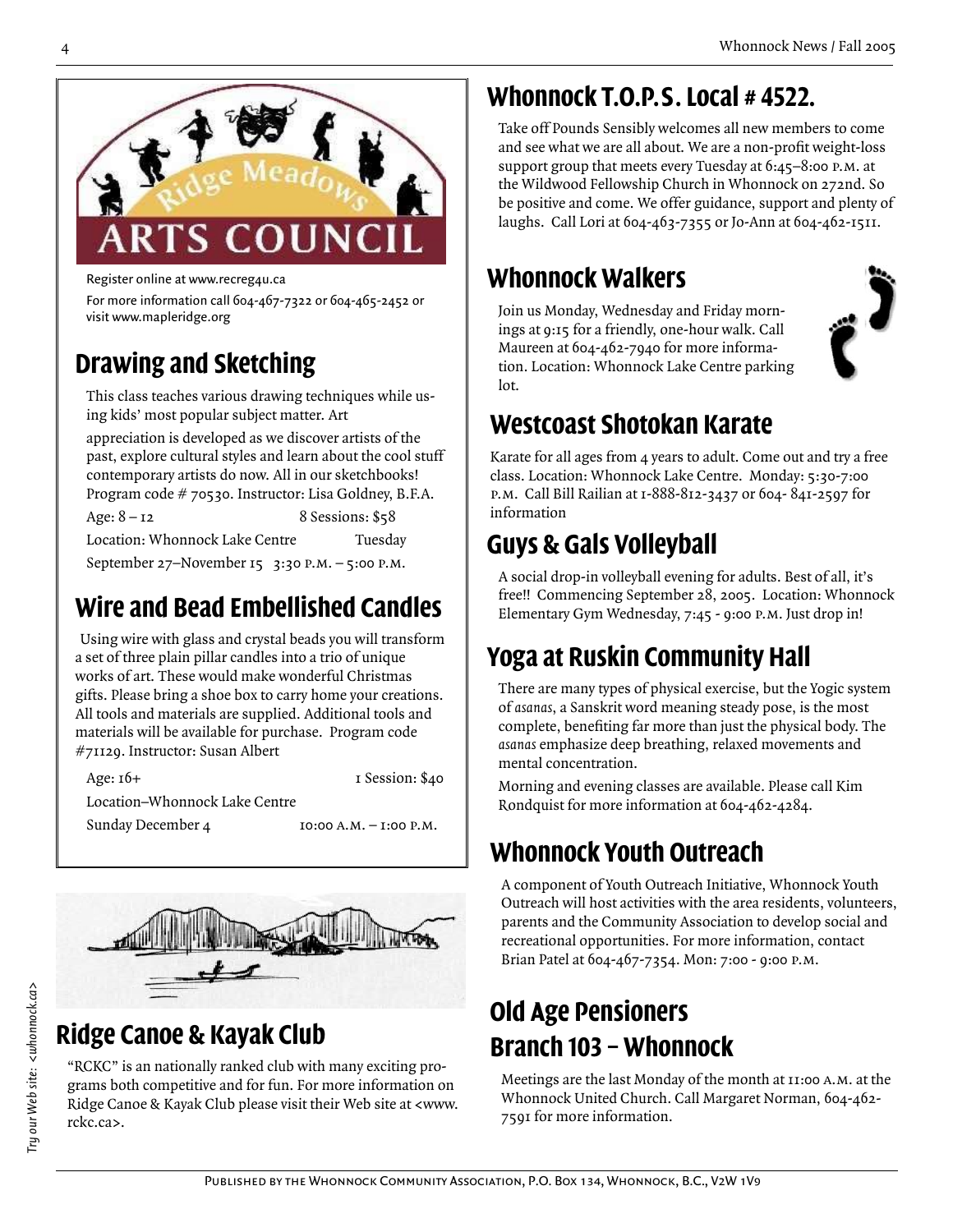Ridge Meadows ARTS COUNCIL

Register online at www.recreg4u.ca

For more information call 604-467-7322 or 604-465-2452 or visit www.mapleridge.org

## Drawing and Sketching

This class teaches various drawing techniques while using kids' most popular subject matter. Art appreciation is developed as we discover artists of the past, explore cultural styles and learn about the cool stuff contemporary artists do now. All in our sketchbooks! Program code # 70530. Instructor: Lisa Goldney, B.F.A.

Age: 8 – 12 — 8 Sessions: $58

Location: Whonnock Lake Centre — Tuesday

September 27–November 15 3:30 P.M. – 5:00 P.M.

## Wire and Bead Embellished Candles

Using wire with glass and crystal beads you will transform a set of three plain pillar candles into a trio of unique works of art. These would make wonderful Christmas gifts. Please bring a shoe box to carry home your creations. All tools and materials are supplied. Additional tools and materials will be available for purchase. Program code #71129. Instructor: Susan Albert

Age: 16+ — 1 Session: $40

Location–Whonnock Lake Centre

Sunday December 4 — 10:00 A.M. – 1:00 P.M.

## Ridge Canoe & Kayak Club

"RCKC" is an nationally ranked club with many exciting programs both competitive and for fun. For more information on Ridge Canoe & Kayak Club please visit their Web site at <www.rckc.ca>.

## Whonnock T.O.P.S. Local # 4522.

Take off Pounds Sensibly welcomes all new members to come and see what we are all about. We are a non-profit weight-loss support group that meets every Tuesday at 6:45–8:00 P.M. at the Wildwood Fellowship Church in Whonnock on 272nd. So be positive and come. We offer guidance, support and plenty of laughs. Call Lori at 604-463-7355 or Jo-Ann at 604-462-1511.

## Whonnock Walkers

Join us Monday, Wednesday and Friday mornings at 9:15 for a friendly, one-hour walk. Call Maureen at 604-462-7940 for more information. Location: Whonnock Lake Centre parking lot.

## Westcoast Shotokan Karate

Karate for all ages from 4 years to adult. Come out and try a free class. Location: Whonnock Lake Centre. Monday: 5:30-7:00 P.M. Call Bill Railian at 1-888-812-3437 or 604- 841-2597 for information

## Guys & Gals Volleyball

A social drop-in volleyball evening for adults. Best of all, it's free!! Commencing September 28, 2005. Location: Whonnock Elementary Gym Wednesday, 7:45 - 9:00 P.M. Just drop in!

## Yoga at Ruskin Community Hall

There are many types of physical exercise, but the Yogic system of *asanas*, a Sanskrit word meaning steady pose, is the most complete, benefiting far more than just the physical body. The *asanas* emphasize deep breathing, relaxed movements and mental concentration.

Morning and evening classes are available. Please call Kim Rondquist for more information at 604-462-4284.

## Whonnock Youth Outreach

A component of Youth Outreach Initiative, Whonnock Youth Outreach will host activities with the area residents, volunteers, parents and the Community Association to develop social and recreational opportunities. For more information, contact Brian Patel at 604-467-7354. Mon: 7:00 - 9:00 P.M.

## Old Age Pensioners Branch 103 – Whonnock

Meetings are the last Monday of the month at 11:00 A.M. at the Whonnock United Church. Call Margaret Norman, 604-462-7591 for more information.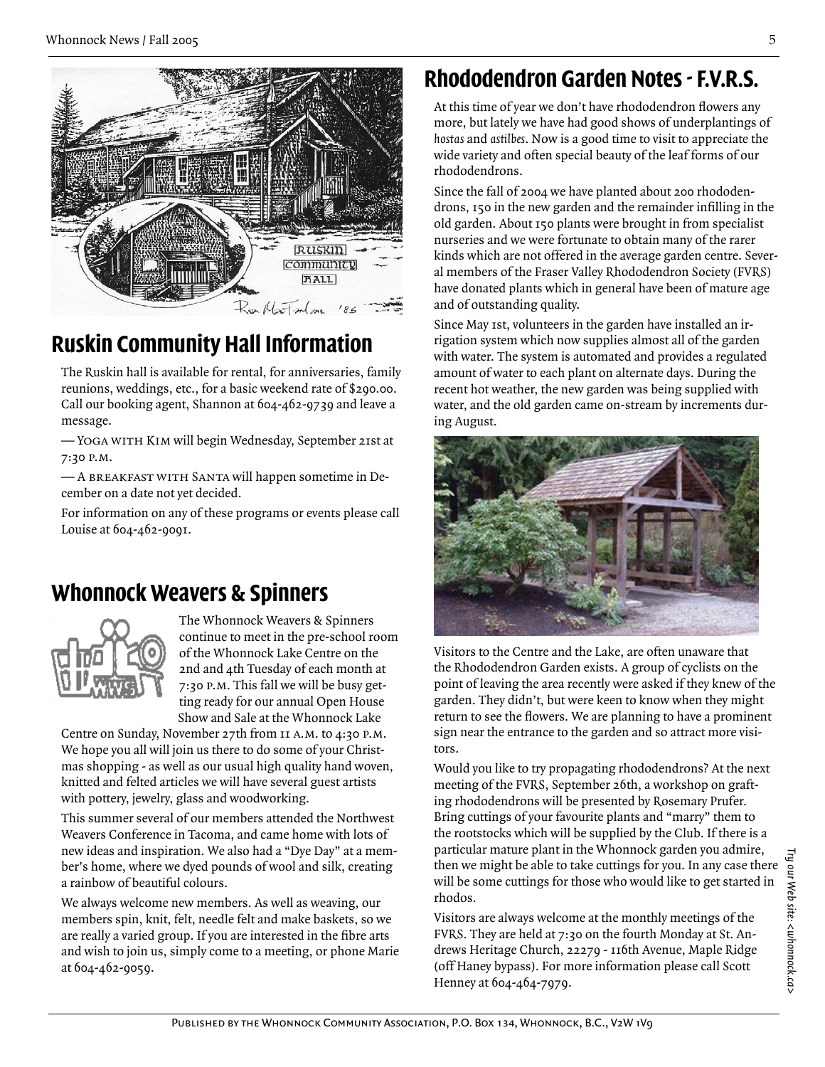## Ruskin Community Hall Information

The Ruskin hall is available for rental, for anniversaries, family reunions, weddings, etc., for a basic weekend rate of $290.00. Call our booking agent, Shannon at 604-462-9739 and leave a message.

— Yoga with Kim will begin Wednesday, September 21st at 7:30 P.M.

— A breakfast with Santa will happen sometime in December on a date not yet decided.

For information on any of these programs or events please call Louise at 604-462-9091.

## Whonnock Weavers & Spinners

The Whonnock Weavers & Spinners continue to meet in the pre-school room of the Whonnock Lake Centre on the 2nd and 4th Tuesday of each month at 7:30 P.M. This fall we will be busy getting ready for our annual Open House Show and Sale at the Whonnock Lake Centre on Sunday, November 27th from 11 A.M. to 4:30 P.M. We hope you all will join us there to do some of your Christmas shopping - as well as our usual high quality hand woven, knitted and felted articles we will have several guest artists with pottery, jewelry, glass and woodworking.

This summer several of our members attended the Northwest Weavers Conference in Tacoma, and came home with lots of new ideas and inspiration. We also had a "Dye Day" at a member's home, where we dyed pounds of wool and silk, creating a rainbow of beautiful colours.

We always welcome new members. As well as weaving, our members spin, knit, felt, needle felt and make baskets, so we are really a varied group. If you are interested in the fibre arts and wish to join us, simply come to a meeting, or phone Marie at 604-462-9059.

## Rhododendron Garden Notes - F.V.R.S.

At this time of year we don't have rhododendron flowers any more, but lately we have had good shows of underplantings of *hostas* and *astilbes*. Now is a good time to visit to appreciate the wide variety and often special beauty of the leaf forms of our rhododendrons.

Since the fall of 2004 we have planted about 200 rhododendrons, 150 in the new garden and the remainder infilling in the old garden. About 150 plants were brought in from specialist nurseries and we were fortunate to obtain many of the rarer kinds which are not offered in the average garden centre. Several members of the Fraser Valley Rhododendron Society (FVRS) have donated plants which in general have been of mature age and of outstanding quality.

Since May 1st, volunteers in the garden have installed an irrigation system which now supplies almost all of the garden with water. The system is automated and provides a regulated amount of water to each plant on alternate days. During the recent hot weather, the new garden was being supplied with water, and the old garden came on-stream by increments during August.

Visitors to the Centre and the Lake, are often unaware that the Rhododendron Garden exists. A group of cyclists on the point of leaving the area recently were asked if they knew of the garden. They didn't, but were keen to know when they might return to see the flowers. We are planning to have a prominent sign near the entrance to the garden and so attract more visitors.

Would you like to try propagating rhododendrons? At the next meeting of the FVRS, September 26th, a workshop on grafting rhododendrons will be presented by Rosemary Prufer. Bring cuttings of your favourite plants and "marry" them to the rootstocks which will be supplied by the Club. If there is a particular mature plant in the Whonnock garden you admire, then we might be able to take cuttings for you. In any case there will be some cuttings for those who would like to get started in rhodos.

Visitors are always welcome at the monthly meetings of the FVRS. They are held at 7:30 on the fourth Monday at St. Andrews Heritage Church, 22279 - 116th Avenue, Maple Ridge (off Haney bypass). For more information please call Scott Henney at 604-464-7979.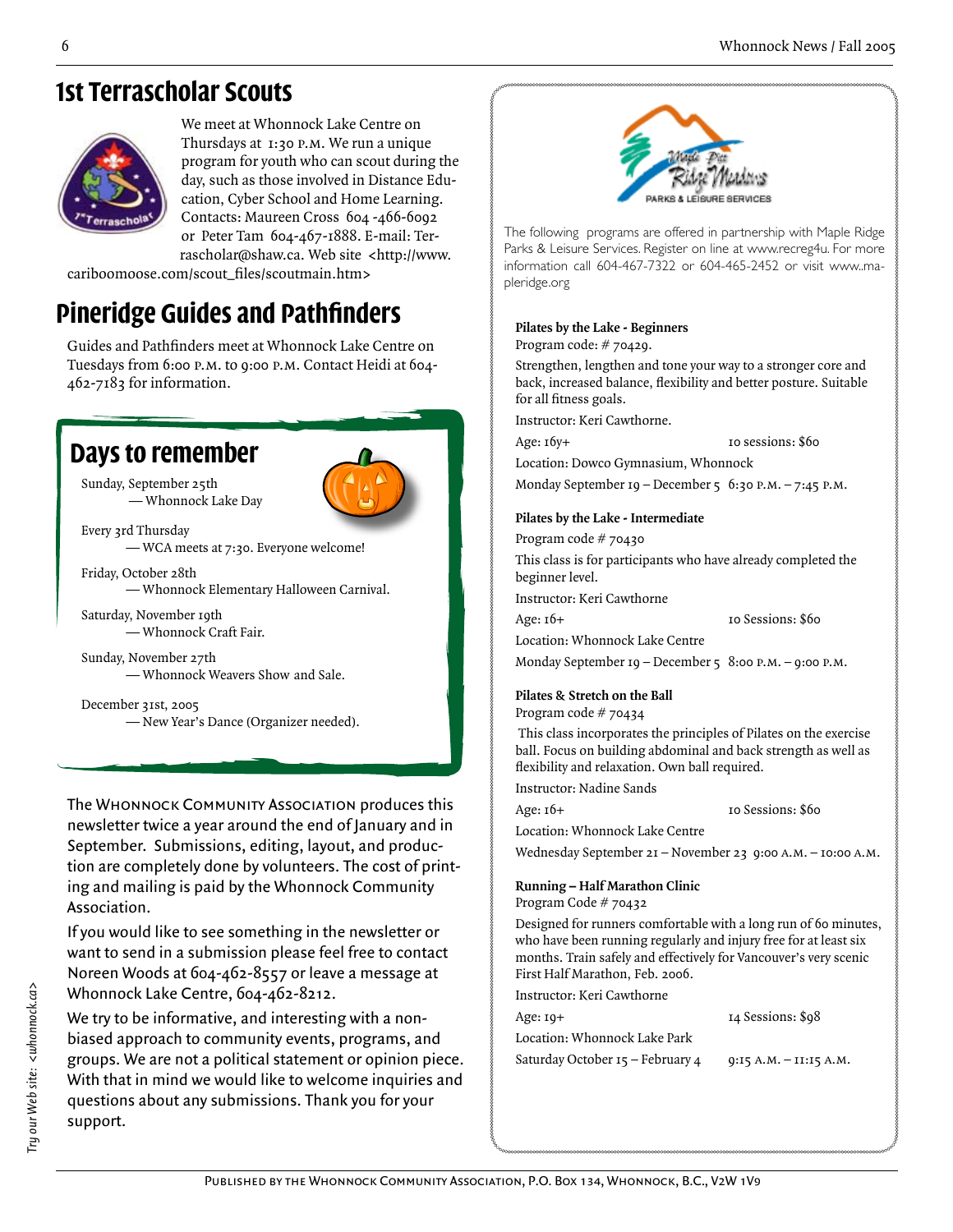## 1st Terrascholar Scouts

We meet at Whonnock Lake Centre on Thursdays at 1:30 P.M. We run a unique program for youth who can scout during the day, such as those involved in Distance Education, Cyber School and Home Learning. Contacts: Maureen Cross 604 -466-6092 or Peter Tam 604-467-1888. E-mail: Terrascholar@shaw.ca. Web site <http://www.cariboomoose.com/scout_files/scoutmain.htm>

## Pineridge Guides and Pathfinders

Guides and Pathfinders meet at Whonnock Lake Centre on Tuesdays from 6:00 P.M. to 9:00 P.M. Contact Heidi at 604-462-7183 for information.

## Days to remember

Sunday, September 25th
— Whonnock Lake Day

Every 3rd Thursday
— WCA meets at 7:30. Everyone welcome!

Friday, October 28th
— Whonnock Elementary Halloween Carnival.

Saturday, November 19th
— Whonnock Craft Fair.

Sunday, November 27th
— Whonnock Weavers Show and Sale.

December 31st, 2005
— New Year's Dance (Organizer needed).

The Whonnock Community Association produces this newsletter twice a year around the end of January and in September. Submissions, editing, layout, and production are completely done by volunteers. The cost of printing and mailing is paid by the Whonnock Community Association.

If you would like to see something in the newsletter or want to send in a submission please feel free to contact Noreen Woods at 604-462-8557 or leave a message at Whonnock Lake Centre, 604-462-8212.

We try to be informative, and interesting with a non-biased approach to community events, programs, and groups. We are not a political statement or opinion piece. With that in mind we would like to welcome inquiries and questions about any submissions. Thank you for your support.

Maple Pitt Ridge Meadows
PARKS & LEISURE SERVICES

The following programs are offered in partnership with Maple Ridge Parks & Leisure Services. Register on line at www.recreg4u. For more information call 604-467-7322 or 604-465-2452 or visit www..mapleridge.org

**Pilates by the Lake - Beginners**
Program code: # 70429.

Strengthen, lengthen and tone your way to a stronger core and back, increased balance, flexibility and better posture. Suitable for all fitness goals.

Instructor: Keri Cawthorne.

Age: 16y+ — 10 sessions: $60

Location: Dowco Gymnasium, Whonnock

Monday September 19 – December 5 6:30 P.M. – 7:45 P.M.

**Pilates by the Lake - Intermediate**
Program code # 70430

This class is for participants who have already completed the beginner level.

Instructor: Keri Cawthorne

Age: 16+ — 10 Sessions: $60

Location: Whonnock Lake Centre

Monday September 19 – December 5 8:00 P.M. – 9:00 P.M.

**Pilates & Stretch on the Ball**
Program code # 70434

This class incorporates the principles of Pilates on the exercise ball. Focus on building abdominal and back strength as well as flexibility and relaxation. Own ball required.

Instructor: Nadine Sands

Age: 16+ — 10 Sessions: $60

Location: Whonnock Lake Centre

Wednesday September 21 – November 23 9:00 A.M. – 10:00 A.M.

**Running – Half Marathon Clinic**
Program Code # 70432

Designed for runners comfortable with a long run of 60 minutes, who have been running regularly and injury free for at least six months. Train safely and effectively for Vancouver's very scenic First Half Marathon, Feb. 2006.

Instructor: Keri Cawthorne

Age: 19+ — 14 Sessions: $98

Location: Whonnock Lake Park

Saturday October 15 – February 4 9:15 A.M. – 11:15 A.M.